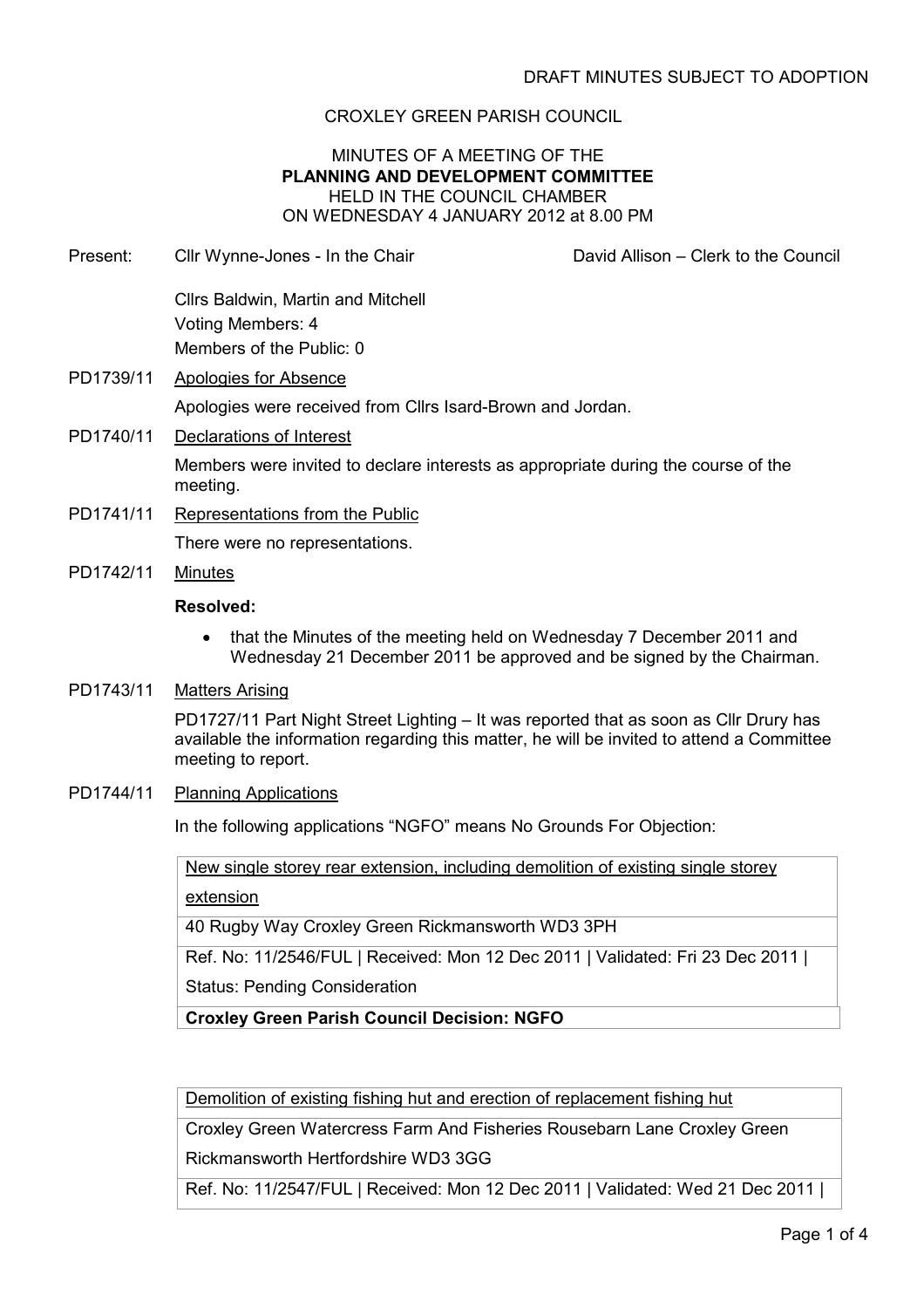DRAFT MINUTES SUBJECT TO ADOPTION

CROXLEY GREEN PARISH COUNCIL

MINUTES OF A MEETING OF THE
**PLANNING AND DEVELOPMENT COMMITTEE**
HELD IN THE COUNCIL CHAMBER
ON WEDNESDAY 4 JANUARY 2012 at 8.00 PM

Present: Cllr Wynne-Jones - In the Chair — David Allison – Clerk to the Council

Cllrs Baldwin, Martin and Mitchell
Voting Members: 4
Members of the Public: 0

PD1739/11 Apologies for Absence

Apologies were received from Cllrs Isard-Brown and Jordan.

PD1740/11 Declarations of Interest

Members were invited to declare interests as appropriate during the course of the meeting.

PD1741/11 Representations from the Public

There were no representations.

PD1742/11 Minutes

**Resolved:**

- that the Minutes of the meeting held on Wednesday 7 December 2011 and Wednesday 21 December 2011 be approved and be signed by the Chairman.

PD1743/11 Matters Arising

PD1727/11 Part Night Street Lighting – It was reported that as soon as Cllr Drury has available the information regarding this matter, he will be invited to attend a Committee meeting to report.

PD1744/11 Planning Applications

In the following applications "NGFO" means No Grounds For Objection:

| New single storey rear extension, including demolition of existing single storey extension |
|---|
| 40 Rugby Way Croxley Green Rickmansworth WD3 3PH |
| Ref. No: 11/2546/FUL \| Received: Mon 12 Dec 2011 \| Validated: Fri 23 Dec 2011 \| Status: Pending Consideration |
| **Croxley Green Parish Council Decision: NGFO** |

| Demolition of existing fishing hut and erection of replacement fishing hut |
|---|
| Croxley Green Watercress Farm And Fisheries Rousebarn Lane Croxley Green Rickmansworth Hertfordshire WD3 3GG |
| Ref. No: 11/2547/FUL \| Received: Mon 12 Dec 2011 \| Validated: Wed 21 Dec 2011 \| |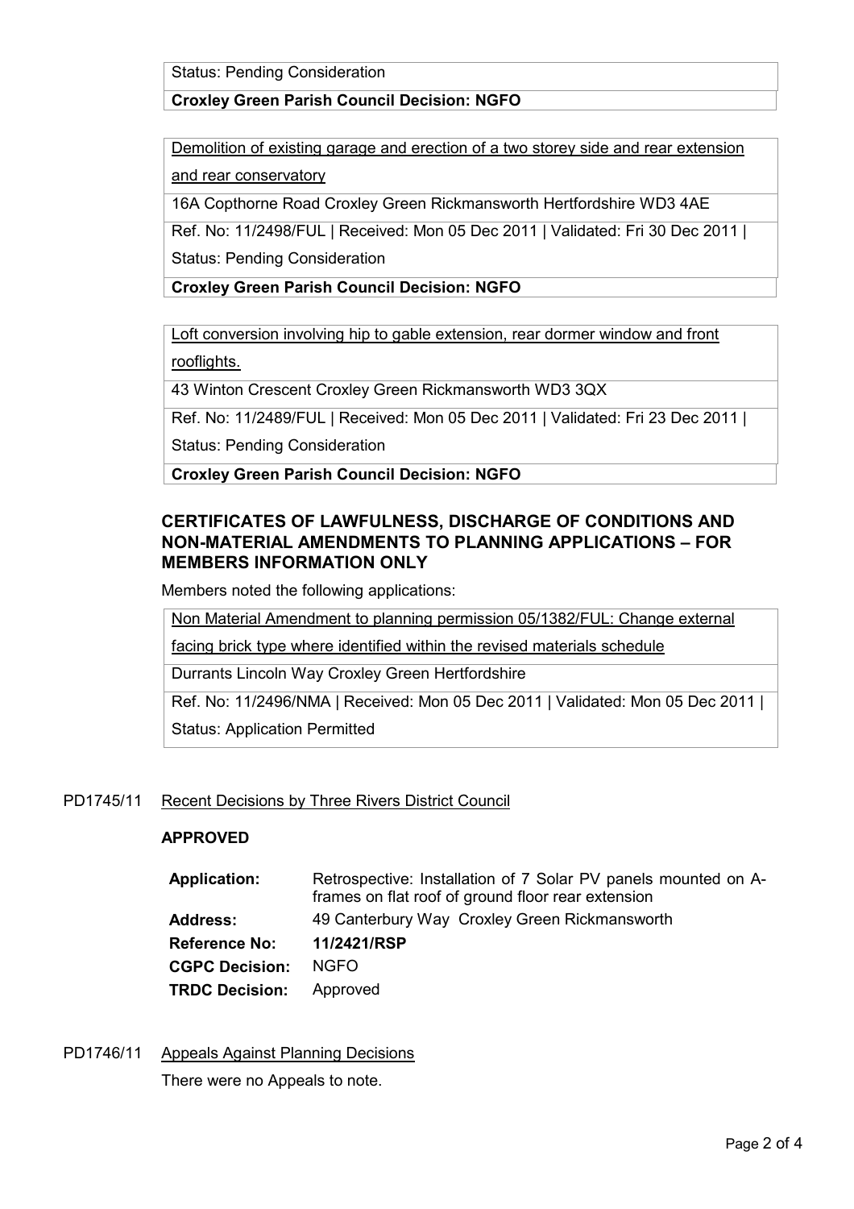Status: Pending Consideration

**Croxley Green Parish Council Decision: NGFO**

Demolition of existing garage and erection of a two storey side and rear extension and rear conservatory

16A Copthorne Road Croxley Green Rickmansworth Hertfordshire WD3 4AE

Ref. No: 11/2498/FUL | Received: Mon 05 Dec 2011 | Validated: Fri 30 Dec 2011 |

Status: Pending Consideration

**Croxley Green Parish Council Decision: NGFO**

Loft conversion involving hip to gable extension, rear dormer window and front rooflights.

43 Winton Crescent Croxley Green Rickmansworth WD3 3QX

Ref. No: 11/2489/FUL | Received: Mon 05 Dec 2011 | Validated: Fri 23 Dec 2011 |

Status: Pending Consideration

**Croxley Green Parish Council Decision: NGFO**

## CERTIFICATES OF LAWFULNESS, DISCHARGE OF CONDITIONS AND NON-MATERIAL AMENDMENTS TO PLANNING APPLICATIONS – FOR MEMBERS INFORMATION ONLY

Members noted the following applications:

Non Material Amendment to planning permission 05/1382/FUL: Change external facing brick type where identified within the revised materials schedule

Durrants Lincoln Way Croxley Green Hertfordshire

Ref. No: 11/2496/NMA | Received: Mon 05 Dec 2011 | Validated: Mon 05 Dec 2011 |

Status: Application Permitted

PD1745/11 Recent Decisions by Three Rivers District Council

**APPROVED**

| | |
|---|---|
| **Application:** | Retrospective: Installation of 7 Solar PV panels mounted on A-frames on flat roof of ground floor rear extension |
| **Address:** | 49 Canterbury Way Croxley Green Rickmansworth |
| **Reference No:** | **11/2421/RSP** |
| **CGPC Decision:** | NGFO |
| **TRDC Decision:** | Approved |

PD1746/11 Appeals Against Planning Decisions

There were no Appeals to note.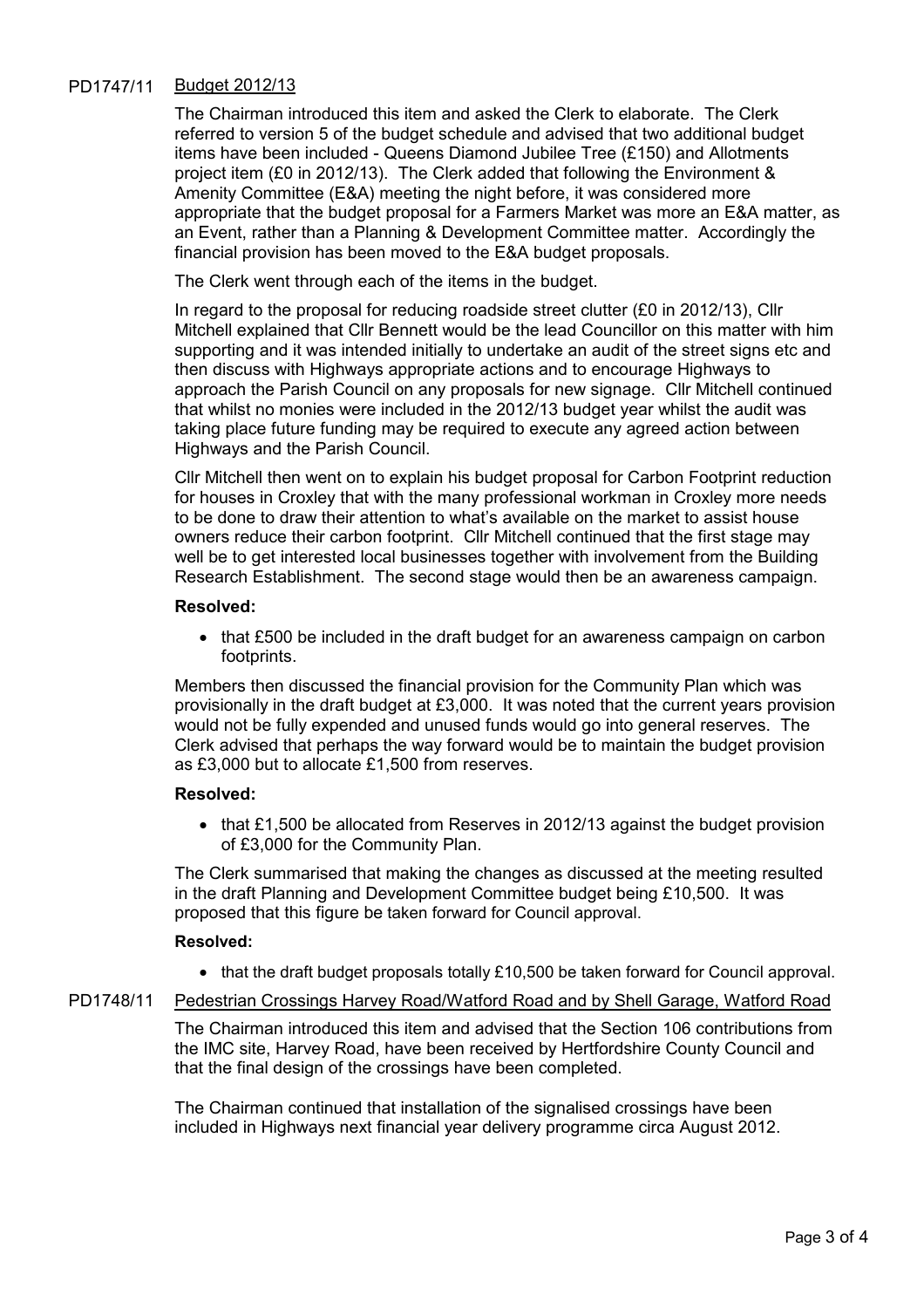PD1747/11 Budget 2012/13

The Chairman introduced this item and asked the Clerk to elaborate. The Clerk referred to version 5 of the budget schedule and advised that two additional budget items have been included - Queens Diamond Jubilee Tree (£150) and Allotments project item (£0 in 2012/13). The Clerk added that following the Environment & Amenity Committee (E&A) meeting the night before, it was considered more appropriate that the budget proposal for a Farmers Market was more an E&A matter, as an Event, rather than a Planning & Development Committee matter. Accordingly the financial provision has been moved to the E&A budget proposals.

The Clerk went through each of the items in the budget.

In regard to the proposal for reducing roadside street clutter (£0 in 2012/13), Cllr Mitchell explained that Cllr Bennett would be the lead Councillor on this matter with him supporting and it was intended initially to undertake an audit of the street signs etc and then discuss with Highways appropriate actions and to encourage Highways to approach the Parish Council on any proposals for new signage. Cllr Mitchell continued that whilst no monies were included in the 2012/13 budget year whilst the audit was taking place future funding may be required to execute any agreed action between Highways and the Parish Council.

Cllr Mitchell then went on to explain his budget proposal for Carbon Footprint reduction for houses in Croxley that with the many professional workman in Croxley more needs to be done to draw their attention to what's available on the market to assist house owners reduce their carbon footprint. Cllr Mitchell continued that the first stage may well be to get interested local businesses together with involvement from the Building Research Establishment. The second stage would then be an awareness campaign.

**Resolved:**

- that £500 be included in the draft budget for an awareness campaign on carbon footprints.

Members then discussed the financial provision for the Community Plan which was provisionally in the draft budget at £3,000. It was noted that the current years provision would not be fully expended and unused funds would go into general reserves. The Clerk advised that perhaps the way forward would be to maintain the budget provision as £3,000 but to allocate £1,500 from reserves.

**Resolved:**

- that £1,500 be allocated from Reserves in 2012/13 against the budget provision of £3,000 for the Community Plan.

The Clerk summarised that making the changes as discussed at the meeting resulted in the draft Planning and Development Committee budget being £10,500. It was proposed that this figure be taken forward for Council approval.

**Resolved:**

- that the draft budget proposals totally £10,500 be taken forward for Council approval.

PD1748/11 Pedestrian Crossings Harvey Road/Watford Road and by Shell Garage, Watford Road

The Chairman introduced this item and advised that the Section 106 contributions from the IMC site, Harvey Road, have been received by Hertfordshire County Council and that the final design of the crossings have been completed.

The Chairman continued that installation of the signalised crossings have been included in Highways next financial year delivery programme circa August 2012.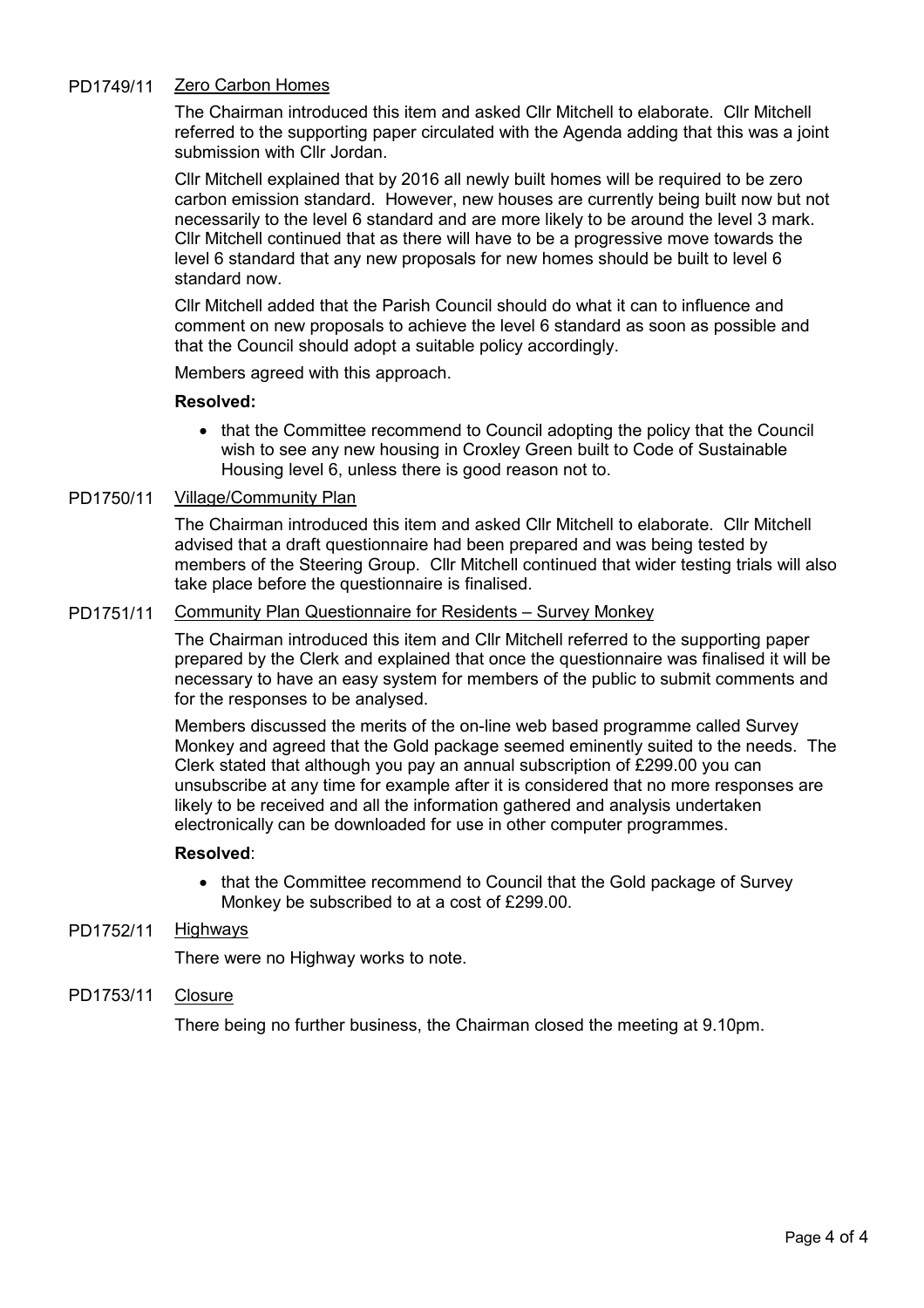PD1749/11 Zero Carbon Homes

The Chairman introduced this item and asked Cllr Mitchell to elaborate. Cllr Mitchell referred to the supporting paper circulated with the Agenda adding that this was a joint submission with Cllr Jordan.

Cllr Mitchell explained that by 2016 all newly built homes will be required to be zero carbon emission standard. However, new houses are currently being built now but not necessarily to the level 6 standard and are more likely to be around the level 3 mark. Cllr Mitchell continued that as there will have to be a progressive move towards the level 6 standard that any new proposals for new homes should be built to level 6 standard now.

Cllr Mitchell added that the Parish Council should do what it can to influence and comment on new proposals to achieve the level 6 standard as soon as possible and that the Council should adopt a suitable policy accordingly.

Members agreed with this approach.

**Resolved:**

- that the Committee recommend to Council adopting the policy that the Council wish to see any new housing in Croxley Green built to Code of Sustainable Housing level 6, unless there is good reason not to.

PD1750/11 Village/Community Plan

The Chairman introduced this item and asked Cllr Mitchell to elaborate. Cllr Mitchell advised that a draft questionnaire had been prepared and was being tested by members of the Steering Group. Cllr Mitchell continued that wider testing trials will also take place before the questionnaire is finalised.

PD1751/11 Community Plan Questionnaire for Residents – Survey Monkey

The Chairman introduced this item and Cllr Mitchell referred to the supporting paper prepared by the Clerk and explained that once the questionnaire was finalised it will be necessary to have an easy system for members of the public to submit comments and for the responses to be analysed.

Members discussed the merits of the on-line web based programme called Survey Monkey and agreed that the Gold package seemed eminently suited to the needs. The Clerk stated that although you pay an annual subscription of £299.00 you can unsubscribe at any time for example after it is considered that no more responses are likely to be received and all the information gathered and analysis undertaken electronically can be downloaded for use in other computer programmes.

**Resolved**:

- that the Committee recommend to Council that the Gold package of Survey Monkey be subscribed to at a cost of £299.00.

PD1752/11 Highways

There were no Highway works to note.

PD1753/11 Closure

There being no further business, the Chairman closed the meeting at 9.10pm.